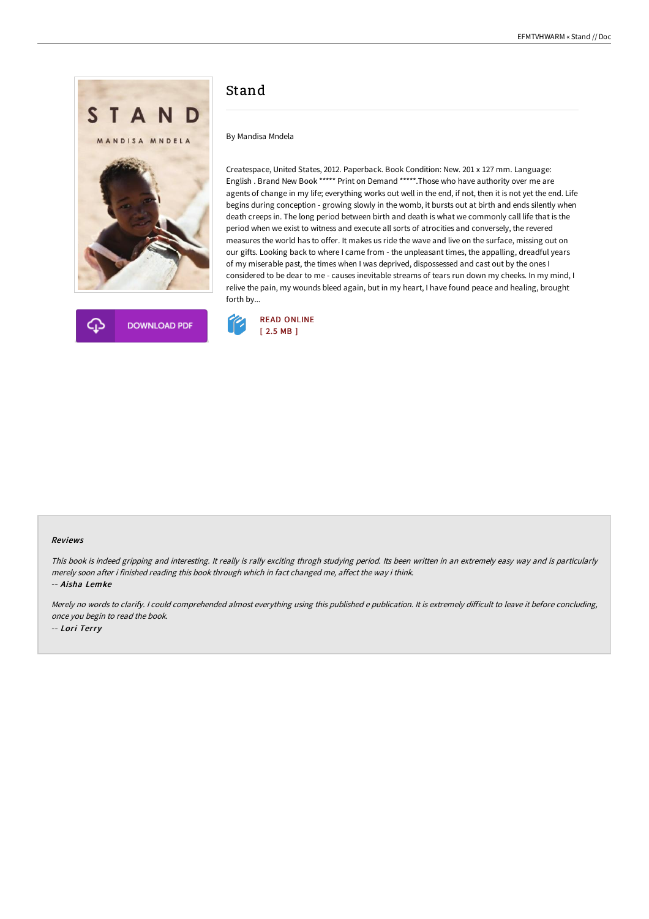# Stand

By Mandisa Mndela

Createspace, United States, 2012. Paperback. Book Condition: New. 201 x 127 mm. Language: English . Brand New Book ***** Print on Demand *****.Those who have authority over me are agents of change in my life; everything works out well in the end, if not, then it is not yet the end. Life begins during conception - growing slowly in the womb, it bursts out at birth and ends silently when death creeps in. The long period between birth and death is what we commonly call life that is the period when we exist to witness and execute all sorts of atrocities and conversely, the revered measures the world has to offer. It makes us ride the wave and live on the surface, missing out on our gifts. Looking back to where I came from - the unpleasant times, the appalling, dreadful years of my miserable past, the times when I was deprived, dispossessed and cast out by the ones I considered to be dear to me - causes inevitable streams of tears run down my cheeks. In my mind, I relive the pain, my wounds bleed again, but in my heart, I have found peace and healing, brought forth by...

DOWNLOAD PDF

READ ONLINE
[ 2.5 MB ]

### Reviews

*This book is indeed gripping and interesting. It really is rally exciting throgh studying period. Its been written in an extremely easy way and is particularly merely soon after i finished reading this book through which in fact changed me, affect the way i think.*

*-- Aisha Lemke*

*Merely no words to clarify. I could comprehended almost everything using this published e publication. It is extremely difficult to leave it before concluding, once you begin to read the book.*

*-- Lori Terry*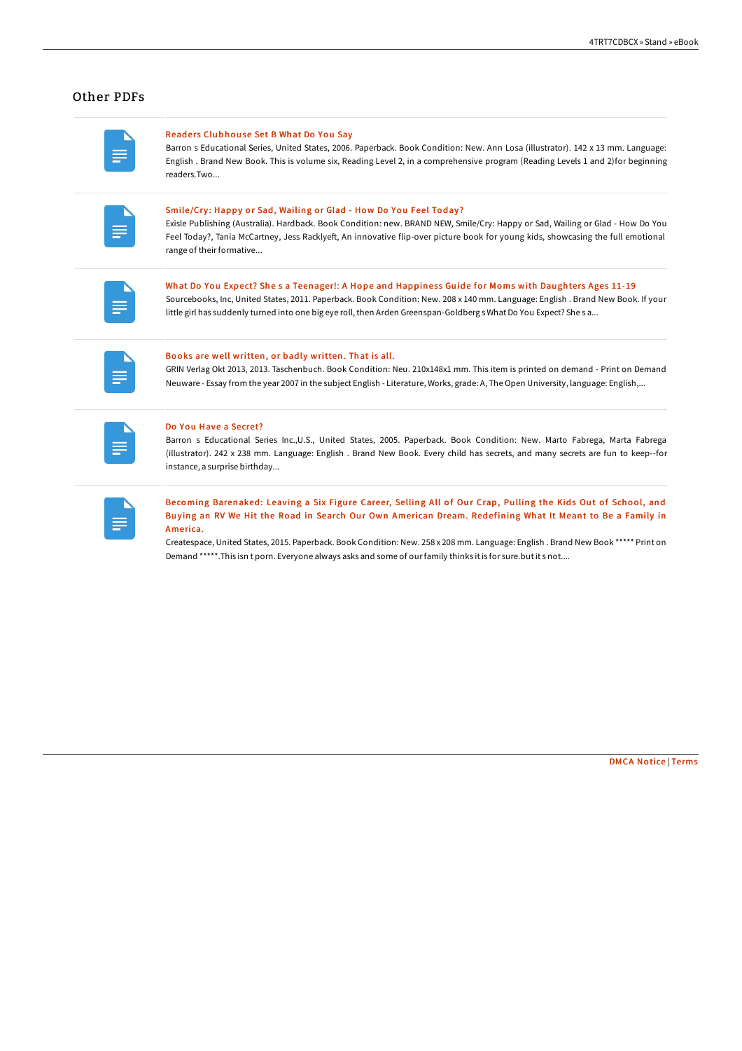## Other PDFs

### Readers Clubhouse Set B What Do You Say

Barron s Educational Series, United States, 2006. Paperback. Book Condition: New. Ann Losa (illustrator). 142 x 13 mm. Language: English . Brand New Book. This is volume six, Reading Level 2, in a comprehensive program (Reading Levels 1 and 2)for beginning readers.Two...

### Smile/Cry: Happy or Sad, Wailing or Glad - How Do You Feel Today?

Exisle Publishing (Australia). Hardback. Book Condition: new. BRAND NEW, Smile/Cry: Happy or Sad, Wailing or Glad - How Do You Feel Today?, Tania McCartney, Jess Racklyeft, An innovative flip-over picture book for young kids, showcasing the full emotional range of their formative...

### What Do You Expect? She s a Teenager!: A Hope and Happiness Guide for Moms with Daughters Ages 11-19

Sourcebooks, Inc, United States, 2011. Paperback. Book Condition: New. 208 x 140 mm. Language: English . Brand New Book. If your little girl has suddenly turned into one big eye roll, then Arden Greenspan-Goldberg s What Do You Expect? She s a...

### Books are well written, or badly written. That is all.

GRIN Verlag Okt 2013, 2013. Taschenbuch. Book Condition: Neu. 210x148x1 mm. This item is printed on demand - Print on Demand Neuware - Essay from the year 2007 in the subject English - Literature, Works, grade: A, The Open University, language: English,...

### Do You Have a Secret?

Barron s Educational Series Inc.,U.S., United States, 2005. Paperback. Book Condition: New. Marto Fabrega, Marta Fabrega (illustrator). 242 x 238 mm. Language: English . Brand New Book. Every child has secrets, and many secrets are fun to keep--for instance, a surprise birthday...

### Becoming Barenaked: Leaving a Six Figure Career, Selling All of Our Crap, Pulling the Kids Out of School, and Buying an RV We Hit the Road in Search Our Own American Dream. Redefining What It Meant to Be a Family in America.

Createspace, United States, 2015. Paperback. Book Condition: New. 258 x 208 mm. Language: English . Brand New Book ***** Print on Demand *****.This isn t porn. Everyone always asks and some of our family thinks it is for sure.but it s not....